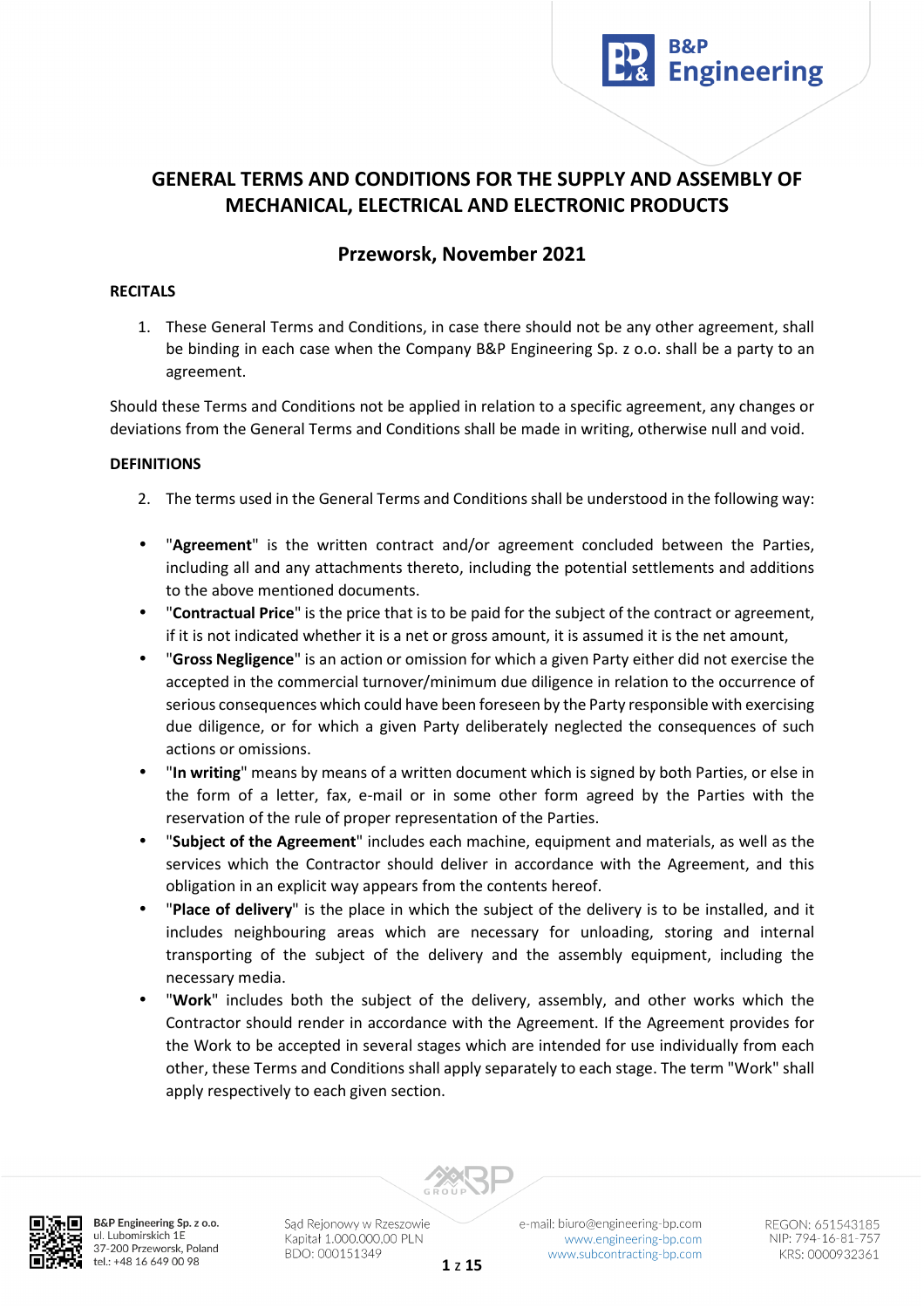# GENERAL TERMS AND CONDITIONS FOR THE SUPPLY AND ASSEMBLY OF MECHANICAL, ELECTRICAL AND ELECTRONIC PRODUCTS

## Przeworsk, November 2021

### RECITALS

1. These General Terms and Conditions, in case there should not be any other agreement, shall be binding in each case when the Company B&P Engineering Sp. z o.o. shall be a party to an agreement.

Should these Terms and Conditions not be applied in relation to a specific agreement, any changes or deviations from the General Terms and Conditions shall be made in writing, otherwise null and void.

### DEFINITIONS

2. The terms used in the General Terms and Conditions shall be understood in the following way:

- "**Agreement**" is the written contract and/or agreement concluded between the Parties, including all and any attachments thereto, including the potential settlements and additions to the above mentioned documents.
- "**Contractual Price**" is the price that is to be paid for the subject of the contract or agreement, if it is not indicated whether it is a net or gross amount, it is assumed it is the net amount,
- "**Gross Negligence**" is an action or omission for which a given Party either did not exercise the accepted in the commercial turnover/minimum due diligence in relation to the occurrence of serious consequences which could have been foreseen by the Party responsible with exercising due diligence, or for which a given Party deliberately neglected the consequences of such actions or omissions.
- "**In writing**" means by means of a written document which is signed by both Parties, or else in the form of a letter, fax, e-mail or in some other form agreed by the Parties with the reservation of the rule of proper representation of the Parties.
- "**Subject of the Agreement**" includes each machine, equipment and materials, as well as the services which the Contractor should deliver in accordance with the Agreement, and this obligation in an explicit way appears from the contents hereof.
- "**Place of delivery**" is the place in which the subject of the delivery is to be installed, and it includes neighbouring areas which are necessary for unloading, storing and internal transporting of the subject of the delivery and the assembly equipment, including the necessary media.
- "**Work**" includes both the subject of the delivery, assembly, and other works which the Contractor should render in accordance with the Agreement. If the Agreement provides for the Work to be accepted in several stages which are intended for use individually from each other, these Terms and Conditions shall apply separately to each stage. The term "Work" shall apply respectively to each given section.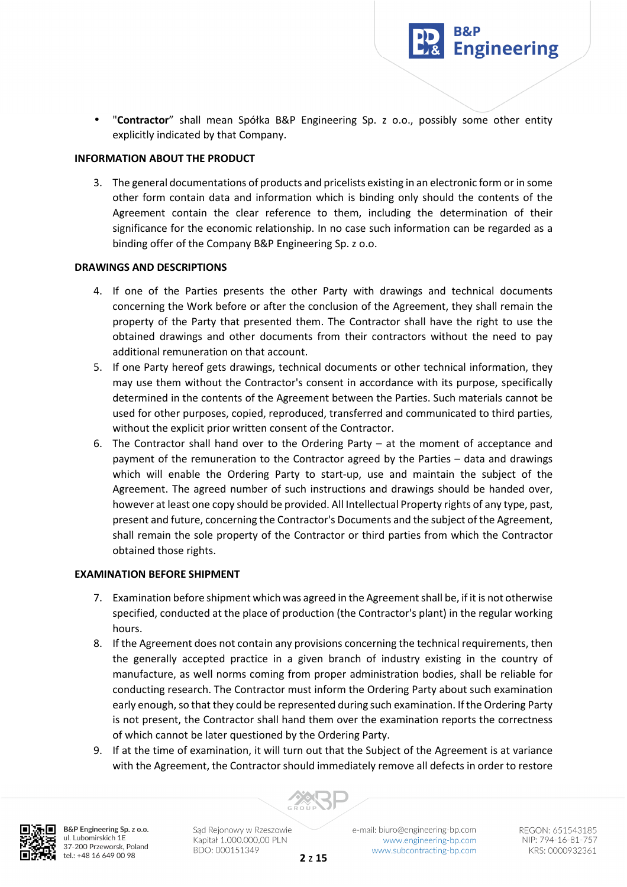- "**Contractor**" shall mean Spółka B&P Engineering Sp. z o.o., possibly some other entity explicitly indicated by that Company.

**INFORMATION ABOUT THE PRODUCT**

3. The general documentations of products and pricelists existing in an electronic form or in some other form contain data and information which is binding only should the contents of the Agreement contain the clear reference to them, including the determination of their significance for the economic relationship. In no case such information can be regarded as a binding offer of the Company B&P Engineering Sp. z o.o.

**DRAWINGS AND DESCRIPTIONS**

4. If one of the Parties presents the other Party with drawings and technical documents concerning the Work before or after the conclusion of the Agreement, they shall remain the property of the Party that presented them. The Contractor shall have the right to use the obtained drawings and other documents from their contractors without the need to pay additional remuneration on that account.
5. If one Party hereof gets drawings, technical documents or other technical information, they may use them without the Contractor's consent in accordance with its purpose, specifically determined in the contents of the Agreement between the Parties. Such materials cannot be used for other purposes, copied, reproduced, transferred and communicated to third parties, without the explicit prior written consent of the Contractor.
6. The Contractor shall hand over to the Ordering Party – at the moment of acceptance and payment of the remuneration to the Contractor agreed by the Parties – data and drawings which will enable the Ordering Party to start-up, use and maintain the subject of the Agreement. The agreed number of such instructions and drawings should be handed over, however at least one copy should be provided. All Intellectual Property rights of any type, past, present and future, concerning the Contractor's Documents and the subject of the Agreement, shall remain the sole property of the Contractor or third parties from which the Contractor obtained those rights.

**EXAMINATION BEFORE SHIPMENT**

7. Examination before shipment which was agreed in the Agreement shall be, if it is not otherwise specified, conducted at the place of production (the Contractor's plant) in the regular working hours.
8. If the Agreement does not contain any provisions concerning the technical requirements, then the generally accepted practice in a given branch of industry existing in the country of manufacture, as well norms coming from proper administration bodies, shall be reliable for conducting research. The Contractor must inform the Ordering Party about such examination early enough, so that they could be represented during such examination. If the Ordering Party is not present, the Contractor shall hand them over the examination reports the correctness of which cannot be later questioned by the Ordering Party.
9. If at the time of examination, it will turn out that the Subject of the Agreement is at variance with the Agreement, the Contractor should immediately remove all defects in order to restore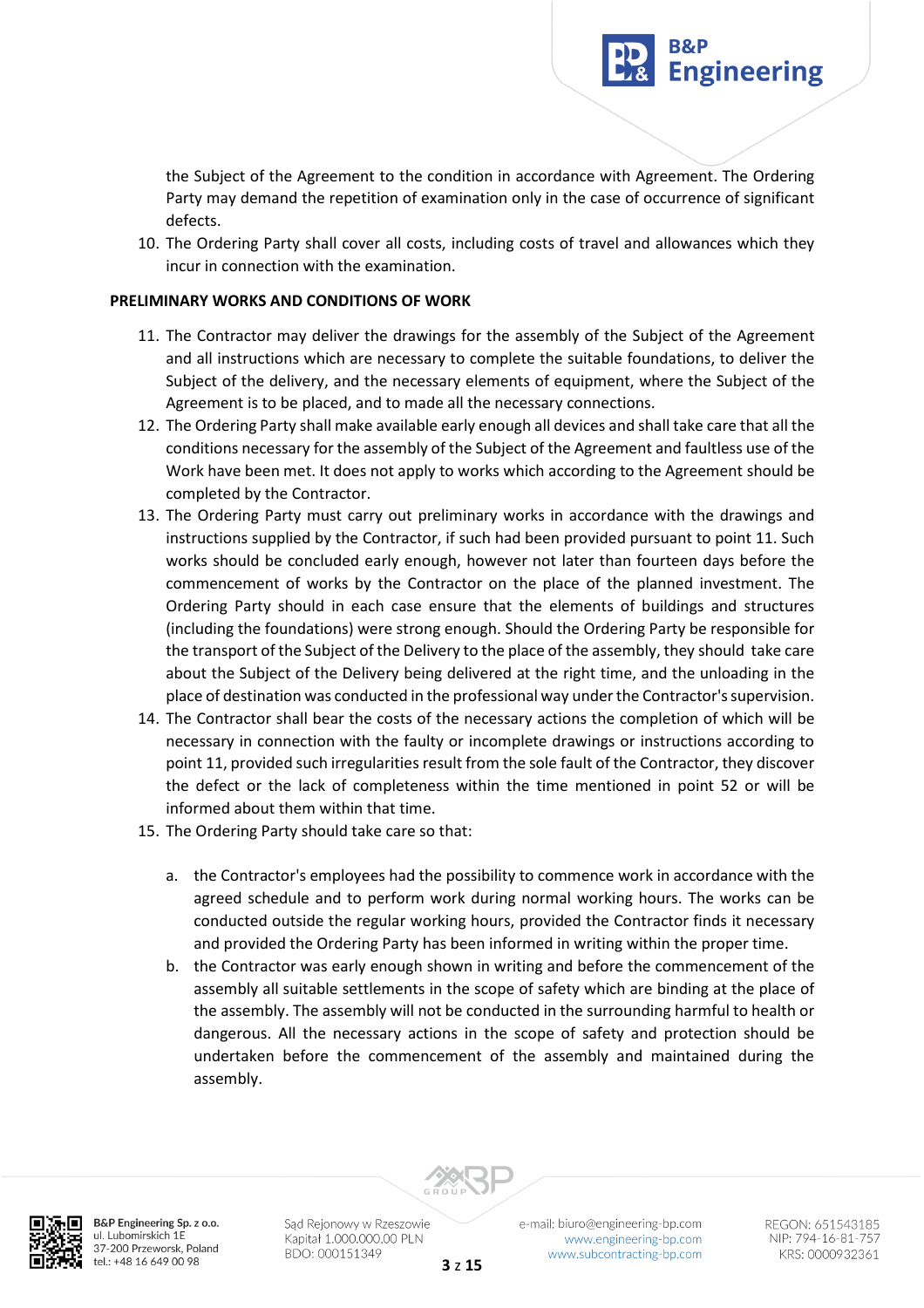the Subject of the Agreement to the condition in accordance with Agreement. The Ordering Party may demand the repetition of examination only in the case of occurrence of significant defects.

10. The Ordering Party shall cover all costs, including costs of travel and allowances which they incur in connection with the examination.

**PRELIMINARY WORKS AND CONDITIONS OF WORK**

11. The Contractor may deliver the drawings for the assembly of the Subject of the Agreement and all instructions which are necessary to complete the suitable foundations, to deliver the Subject of the delivery, and the necessary elements of equipment, where the Subject of the Agreement is to be placed, and to made all the necessary connections.
12. The Ordering Party shall make available early enough all devices and shall take care that all the conditions necessary for the assembly of the Subject of the Agreement and faultless use of the Work have been met. It does not apply to works which according to the Agreement should be completed by the Contractor.
13. The Ordering Party must carry out preliminary works in accordance with the drawings and instructions supplied by the Contractor, if such had been provided pursuant to point 11. Such works should be concluded early enough, however not later than fourteen days before the commencement of works by the Contractor on the place of the planned investment. The Ordering Party should in each case ensure that the elements of buildings and structures (including the foundations) were strong enough. Should the Ordering Party be responsible for the transport of the Subject of the Delivery to the place of the assembly, they should take care about the Subject of the Delivery being delivered at the right time, and the unloading in the place of destination was conducted in the professional way under the Contractor's supervision.
14. The Contractor shall bear the costs of the necessary actions the completion of which will be necessary in connection with the faulty or incomplete drawings or instructions according to point 11, provided such irregularities result from the sole fault of the Contractor, they discover the defect or the lack of completeness within the time mentioned in point 52 or will be informed about them within that time.
15. The Ordering Party should take care so that:

    a. the Contractor's employees had the possibility to commence work in accordance with the agreed schedule and to perform work during normal working hours. The works can be conducted outside the regular working hours, provided the Contractor finds it necessary and provided the Ordering Party has been informed in writing within the proper time.

    b. the Contractor was early enough shown in writing and before the commencement of the assembly all suitable settlements in the scope of safety which are binding at the place of the assembly. The assembly will not be conducted in the surrounding harmful to health or dangerous. All the necessary actions in the scope of safety and protection should be undertaken before the commencement of the assembly and maintained during the assembly.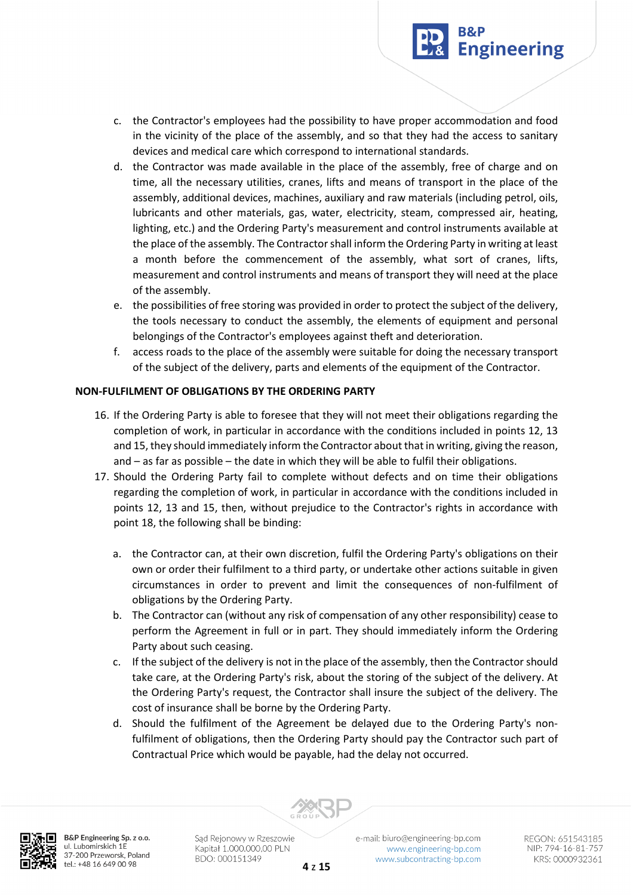c. the Contractor's employees had the possibility to have proper accommodation and food in the vicinity of the place of the assembly, and so that they had the access to sanitary devices and medical care which correspond to international standards.
d. the Contractor was made available in the place of the assembly, free of charge and on time, all the necessary utilities, cranes, lifts and means of transport in the place of the assembly, additional devices, machines, auxiliary and raw materials (including petrol, oils, lubricants and other materials, gas, water, electricity, steam, compressed air, heating, lighting, etc.) and the Ordering Party's measurement and control instruments available at the place of the assembly. The Contractor shall inform the Ordering Party in writing at least a month before the commencement of the assembly, what sort of cranes, lifts, measurement and control instruments and means of transport they will need at the place of the assembly.
e. the possibilities of free storing was provided in order to protect the subject of the delivery, the tools necessary to conduct the assembly, the elements of equipment and personal belongings of the Contractor's employees against theft and deterioration.
f. access roads to the place of the assembly were suitable for doing the necessary transport of the subject of the delivery, parts and elements of the equipment of the Contractor.

**NON-FULFILMENT OF OBLIGATIONS BY THE ORDERING PARTY**

16. If the Ordering Party is able to foresee that they will not meet their obligations regarding the completion of work, in particular in accordance with the conditions included in points 12, 13 and 15, they should immediately inform the Contractor about that in writing, giving the reason, and – as far as possible – the date in which they will be able to fulfil their obligations.
17. Should the Ordering Party fail to complete without defects and on time their obligations regarding the completion of work, in particular in accordance with the conditions included in points 12, 13 and 15, then, without prejudice to the Contractor's rights in accordance with point 18, the following shall be binding:

    a. the Contractor can, at their own discretion, fulfil the Ordering Party's obligations on their own or order their fulfilment to a third party, or undertake other actions suitable in given circumstances in order to prevent and limit the consequences of non-fulfilment of obligations by the Ordering Party.
    b. The Contractor can (without any risk of compensation of any other responsibility) cease to perform the Agreement in full or in part. They should immediately inform the Ordering Party about such ceasing.
    c. If the subject of the delivery is not in the place of the assembly, then the Contractor should take care, at the Ordering Party's risk, about the storing of the subject of the delivery. At the Ordering Party's request, the Contractor shall insure the subject of the delivery. The cost of insurance shall be borne by the Ordering Party.
    d. Should the fulfilment of the Agreement be delayed due to the Ordering Party's non-fulfilment of obligations, then the Ordering Party should pay the Contractor such part of Contractual Price which would be payable, had the delay not occurred.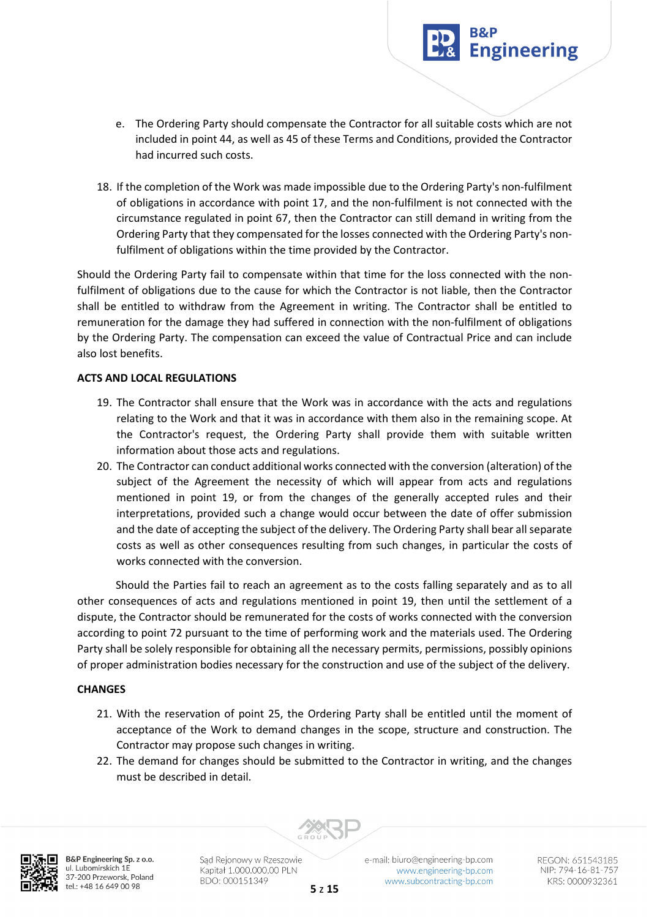e. The Ordering Party should compensate the Contractor for all suitable costs which are not included in point 44, as well as 45 of these Terms and Conditions, provided the Contractor had incurred such costs.

18. If the completion of the Work was made impossible due to the Ordering Party's non-fulfilment of obligations in accordance with point 17, and the non-fulfilment is not connected with the circumstance regulated in point 67, then the Contractor can still demand in writing from the Ordering Party that they compensated for the losses connected with the Ordering Party's non-fulfilment of obligations within the time provided by the Contractor.

Should the Ordering Party fail to compensate within that time for the loss connected with the non-fulfilment of obligations due to the cause for which the Contractor is not liable, then the Contractor shall be entitled to withdraw from the Agreement in writing. The Contractor shall be entitled to remuneration for the damage they had suffered in connection with the non-fulfilment of obligations by the Ordering Party. The compensation can exceed the value of Contractual Price and can include also lost benefits.

**ACTS AND LOCAL REGULATIONS**

19. The Contractor shall ensure that the Work was in accordance with the acts and regulations relating to the Work and that it was in accordance with them also in the remaining scope. At the Contractor's request, the Ordering Party shall provide them with suitable written information about those acts and regulations.
20. The Contractor can conduct additional works connected with the conversion (alteration) of the subject of the Agreement the necessity of which will appear from acts and regulations mentioned in point 19, or from the changes of the generally accepted rules and their interpretations, provided such a change would occur between the date of offer submission and the date of accepting the subject of the delivery. The Ordering Party shall bear all separate costs as well as other consequences resulting from such changes, in particular the costs of works connected with the conversion.

Should the Parties fail to reach an agreement as to the costs falling separately and as to all other consequences of acts and regulations mentioned in point 19, then until the settlement of a dispute, the Contractor should be remunerated for the costs of works connected with the conversion according to point 72 pursuant to the time of performing work and the materials used. The Ordering Party shall be solely responsible for obtaining all the necessary permits, permissions, possibly opinions of proper administration bodies necessary for the construction and use of the subject of the delivery.

**CHANGES**

21. With the reservation of point 25, the Ordering Party shall be entitled until the moment of acceptance of the Work to demand changes in the scope, structure and construction. The Contractor may propose such changes in writing.
22. The demand for changes should be submitted to the Contractor in writing, and the changes must be described in detail.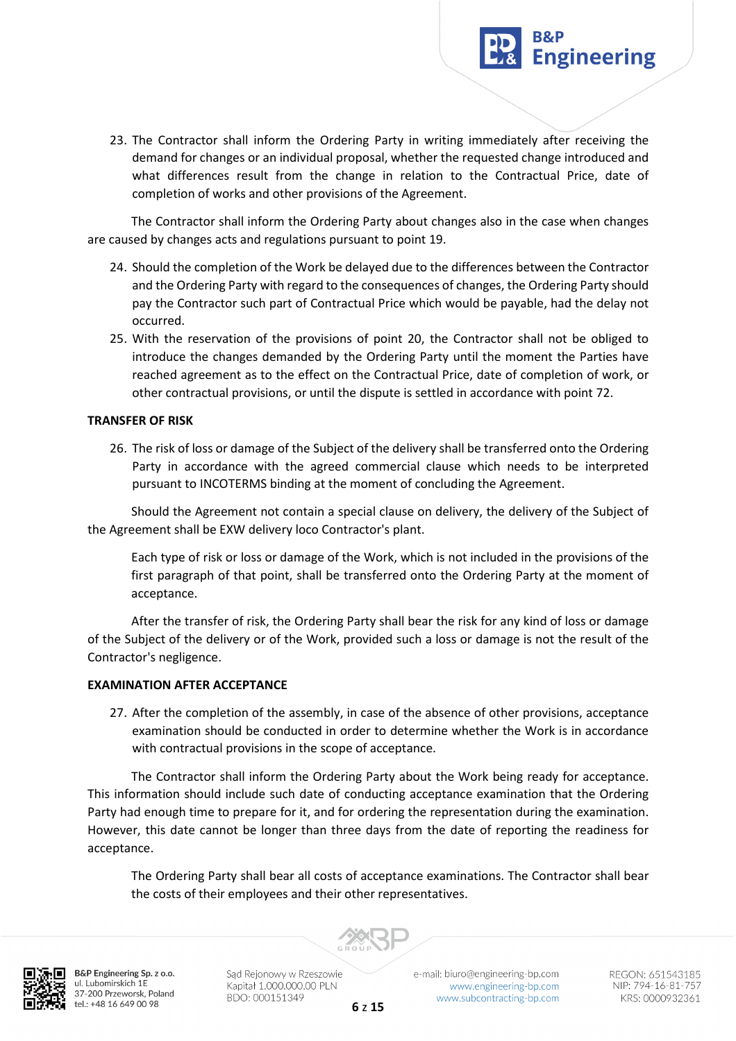23. The Contractor shall inform the Ordering Party in writing immediately after receiving the demand for changes or an individual proposal, whether the requested change introduced and what differences result from the change in relation to the Contractual Price, date of completion of works and other provisions of the Agreement.

The Contractor shall inform the Ordering Party about changes also in the case when changes are caused by changes acts and regulations pursuant to point 19.

24. Should the completion of the Work be delayed due to the differences between the Contractor and the Ordering Party with regard to the consequences of changes, the Ordering Party should pay the Contractor such part of Contractual Price which would be payable, had the delay not occurred.
25. With the reservation of the provisions of point 20, the Contractor shall not be obliged to introduce the changes demanded by the Ordering Party until the moment the Parties have reached agreement as to the effect on the Contractual Price, date of completion of work, or other contractual provisions, or until the dispute is settled in accordance with point 72.

**TRANSFER OF RISK**

26. The risk of loss or damage of the Subject of the delivery shall be transferred onto the Ordering Party in accordance with the agreed commercial clause which needs to be interpreted pursuant to INCOTERMS binding at the moment of concluding the Agreement.

Should the Agreement not contain a special clause on delivery, the delivery of the Subject of the Agreement shall be EXW delivery loco Contractor's plant.

Each type of risk or loss or damage of the Work, which is not included in the provisions of the first paragraph of that point, shall be transferred onto the Ordering Party at the moment of acceptance.

After the transfer of risk, the Ordering Party shall bear the risk for any kind of loss or damage of the Subject of the delivery or of the Work, provided such a loss or damage is not the result of the Contractor's negligence.

**EXAMINATION AFTER ACCEPTANCE**

27. After the completion of the assembly, in case of the absence of other provisions, acceptance examination should be conducted in order to determine whether the Work is in accordance with contractual provisions in the scope of acceptance.

The Contractor shall inform the Ordering Party about the Work being ready for acceptance. This information should include such date of conducting acceptance examination that the Ordering Party had enough time to prepare for it, and for ordering the representation during the examination. However, this date cannot be longer than three days from the date of reporting the readiness for acceptance.

The Ordering Party shall bear all costs of acceptance examinations. The Contractor shall bear the costs of their employees and their other representatives.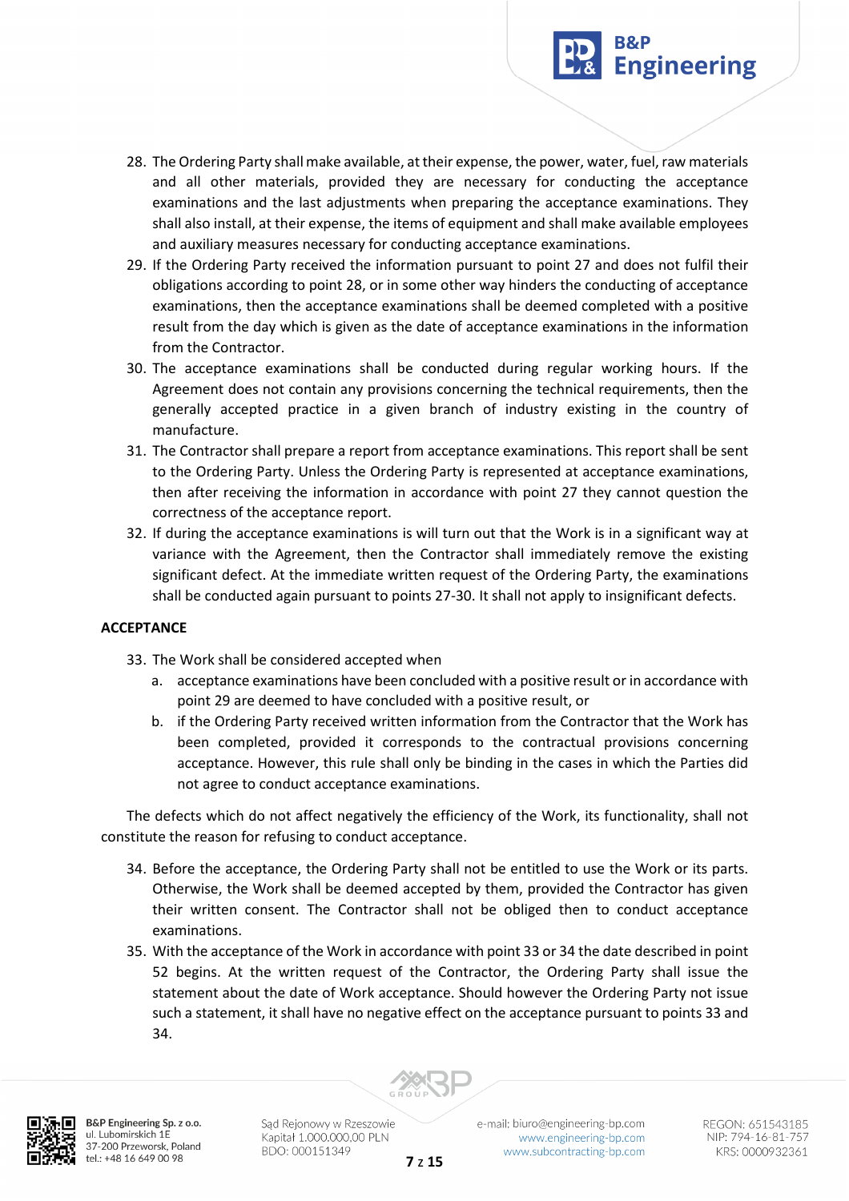28. The Ordering Party shall make available, at their expense, the power, water, fuel, raw materials and all other materials, provided they are necessary for conducting the acceptance examinations and the last adjustments when preparing the acceptance examinations. They shall also install, at their expense, the items of equipment and shall make available employees and auxiliary measures necessary for conducting acceptance examinations.
29. If the Ordering Party received the information pursuant to point 27 and does not fulfil their obligations according to point 28, or in some other way hinders the conducting of acceptance examinations, then the acceptance examinations shall be deemed completed with a positive result from the day which is given as the date of acceptance examinations in the information from the Contractor.
30. The acceptance examinations shall be conducted during regular working hours. If the Agreement does not contain any provisions concerning the technical requirements, then the generally accepted practice in a given branch of industry existing in the country of manufacture.
31. The Contractor shall prepare a report from acceptance examinations. This report shall be sent to the Ordering Party. Unless the Ordering Party is represented at acceptance examinations, then after receiving the information in accordance with point 27 they cannot question the correctness of the acceptance report.
32. If during the acceptance examinations is will turn out that the Work is in a significant way at variance with the Agreement, then the Contractor shall immediately remove the existing significant defect. At the immediate written request of the Ordering Party, the examinations shall be conducted again pursuant to points 27-30. It shall not apply to insignificant defects.

**ACCEPTANCE**

33. The Work shall be considered accepted when
    a. acceptance examinations have been concluded with a positive result or in accordance with point 29 are deemed to have concluded with a positive result, or
    b. if the Ordering Party received written information from the Contractor that the Work has been completed, provided it corresponds to the contractual provisions concerning acceptance. However, this rule shall only be binding in the cases in which the Parties did not agree to conduct acceptance examinations.

The defects which do not affect negatively the efficiency of the Work, its functionality, shall not constitute the reason for refusing to conduct acceptance.

34. Before the acceptance, the Ordering Party shall not be entitled to use the Work or its parts. Otherwise, the Work shall be deemed accepted by them, provided the Contractor has given their written consent. The Contractor shall not be obliged then to conduct acceptance examinations.
35. With the acceptance of the Work in accordance with point 33 or 34 the date described in point 52 begins. At the written request of the Contractor, the Ordering Party shall issue the statement about the date of Work acceptance. Should however the Ordering Party not issue such a statement, it shall have no negative effect on the acceptance pursuant to points 33 and 34.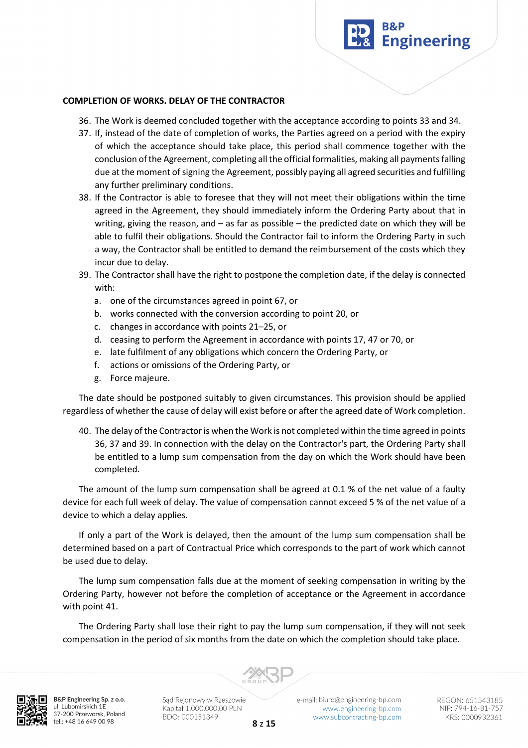**COMPLETION OF WORKS. DELAY OF THE CONTRACTOR**

36. The Work is deemed concluded together with the acceptance according to points 33 and 34.
37. If, instead of the date of completion of works, the Parties agreed on a period with the expiry of which the acceptance should take place, this period shall commence together with the conclusion of the Agreement, completing all the official formalities, making all payments falling due at the moment of signing the Agreement, possibly paying all agreed securities and fulfilling any further preliminary conditions.
38. If the Contractor is able to foresee that they will not meet their obligations within the time agreed in the Agreement, they should immediately inform the Ordering Party about that in writing, giving the reason, and – as far as possible – the predicted date on which they will be able to fulfil their obligations. Should the Contractor fail to inform the Ordering Party in such a way, the Contractor shall be entitled to demand the reimbursement of the costs which they incur due to delay.
39. The Contractor shall have the right to postpone the completion date, if the delay is connected with:
    a. one of the circumstances agreed in point 67, or
    b. works connected with the conversion according to point 20, or
    c. changes in accordance with points 21–25, or
    d. ceasing to perform the Agreement in accordance with points 17, 47 or 70, or
    e. late fulfilment of any obligations which concern the Ordering Party, or
    f. actions or omissions of the Ordering Party, or
    g. Force majeure.

The date should be postponed suitably to given circumstances. This provision should be applied regardless of whether the cause of delay will exist before or after the agreed date of Work completion.

40. The delay of the Contractor is when the Work is not completed within the time agreed in points 36, 37 and 39. In connection with the delay on the Contractor's part, the Ordering Party shall be entitled to a lump sum compensation from the day on which the Work should have been completed.

The amount of the lump sum compensation shall be agreed at 0.1 % of the net value of a faulty device for each full week of delay. The value of compensation cannot exceed 5 % of the net value of a device to which a delay applies.

If only a part of the Work is delayed, then the amount of the lump sum compensation shall be determined based on a part of Contractual Price which corresponds to the part of work which cannot be used due to delay.

The lump sum compensation falls due at the moment of seeking compensation in writing by the Ordering Party, however not before the completion of acceptance or the Agreement in accordance with point 41.

The Ordering Party shall lose their right to pay the lump sum compensation, if they will not seek compensation in the period of six months from the date on which the completion should take place.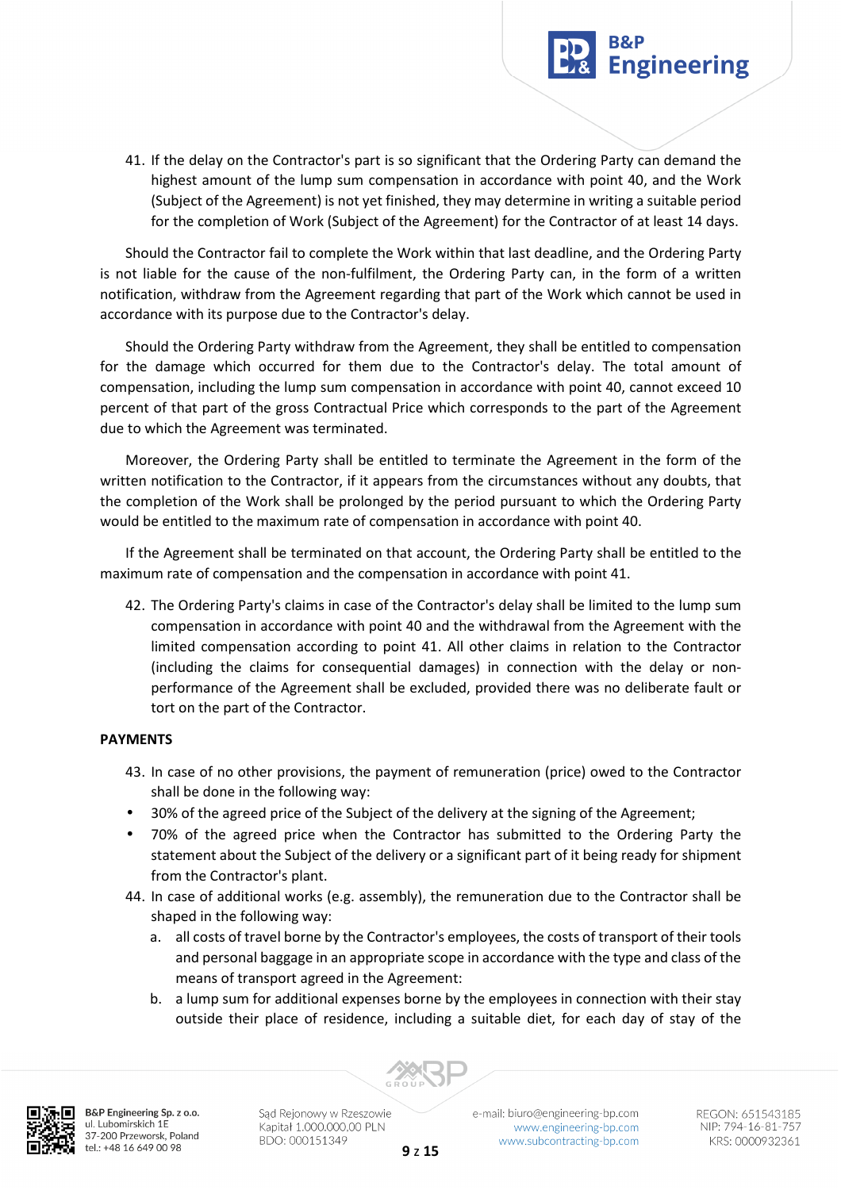41. If the delay on the Contractor's part is so significant that the Ordering Party can demand the highest amount of the lump sum compensation in accordance with point 40, and the Work (Subject of the Agreement) is not yet finished, they may determine in writing a suitable period for the completion of Work (Subject of the Agreement) for the Contractor of at least 14 days.

Should the Contractor fail to complete the Work within that last deadline, and the Ordering Party is not liable for the cause of the non-fulfilment, the Ordering Party can, in the form of a written notification, withdraw from the Agreement regarding that part of the Work which cannot be used in accordance with its purpose due to the Contractor's delay.

Should the Ordering Party withdraw from the Agreement, they shall be entitled to compensation for the damage which occurred for them due to the Contractor's delay. The total amount of compensation, including the lump sum compensation in accordance with point 40, cannot exceed 10 percent of that part of the gross Contractual Price which corresponds to the part of the Agreement due to which the Agreement was terminated.

Moreover, the Ordering Party shall be entitled to terminate the Agreement in the form of the written notification to the Contractor, if it appears from the circumstances without any doubts, that the completion of the Work shall be prolonged by the period pursuant to which the Ordering Party would be entitled to the maximum rate of compensation in accordance with point 40.

If the Agreement shall be terminated on that account, the Ordering Party shall be entitled to the maximum rate of compensation and the compensation in accordance with point 41.

42. The Ordering Party's claims in case of the Contractor's delay shall be limited to the lump sum compensation in accordance with point 40 and the withdrawal from the Agreement with the limited compensation according to point 41. All other claims in relation to the Contractor (including the claims for consequential damages) in connection with the delay or non-performance of the Agreement shall be excluded, provided there was no deliberate fault or tort on the part of the Contractor.

**PAYMENTS**

43. In case of no other provisions, the payment of remuneration (price) owed to the Contractor shall be done in the following way:

- 30% of the agreed price of the Subject of the delivery at the signing of the Agreement;
- 70% of the agreed price when the Contractor has submitted to the Ordering Party the statement about the Subject of the delivery or a significant part of it being ready for shipment from the Contractor's plant.

44. In case of additional works (e.g. assembly), the remuneration due to the Contractor shall be shaped in the following way:
    a. all costs of travel borne by the Contractor's employees, the costs of transport of their tools and personal baggage in an appropriate scope in accordance with the type and class of the means of transport agreed in the Agreement:
    b. a lump sum for additional expenses borne by the employees in connection with their stay outside their place of residence, including a suitable diet, for each day of stay of the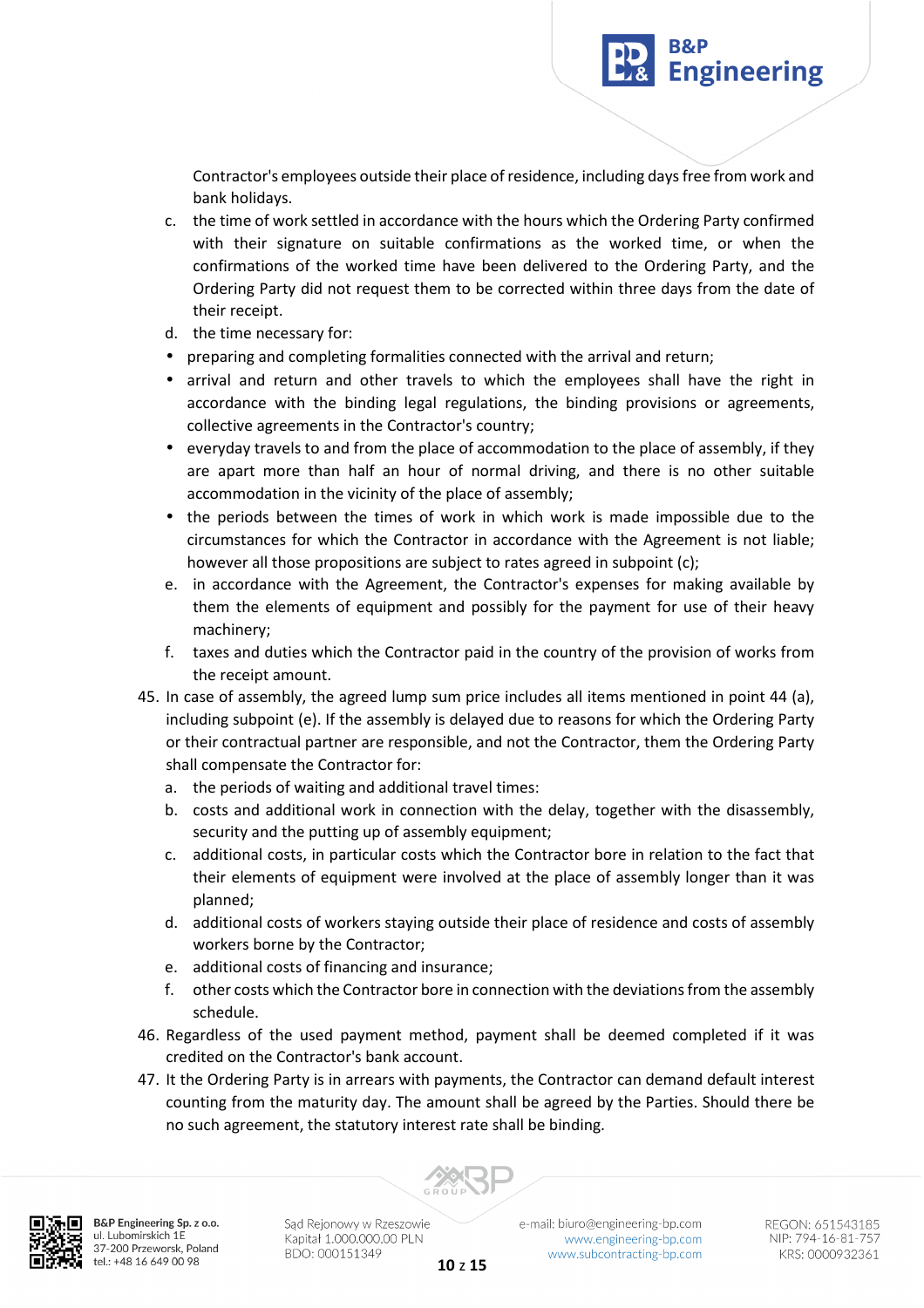Contractor's employees outside their place of residence, including days free from work and bank holidays.

c. the time of work settled in accordance with the hours which the Ordering Party confirmed with their signature on suitable confirmations as the worked time, or when the confirmations of the worked time have been delivered to the Ordering Party, and the Ordering Party did not request them to be corrected within three days from the date of their receipt.
d. the time necessary for:

- preparing and completing formalities connected with the arrival and return;
- arrival and return and other travels to which the employees shall have the right in accordance with the binding legal regulations, the binding provisions or agreements, collective agreements in the Contractor's country;
- everyday travels to and from the place of accommodation to the place of assembly, if they are apart more than half an hour of normal driving, and there is no other suitable accommodation in the vicinity of the place of assembly;
- the periods between the times of work in which work is made impossible due to the circumstances for which the Contractor in accordance with the Agreement is not liable; however all those propositions are subject to rates agreed in subpoint (c);

e. in accordance with the Agreement, the Contractor's expenses for making available by them the elements of equipment and possibly for the payment for use of their heavy machinery;
f. taxes and duties which the Contractor paid in the country of the provision of works from the receipt amount.

45. In case of assembly, the agreed lump sum price includes all items mentioned in point 44 (a), including subpoint (e). If the assembly is delayed due to reasons for which the Ordering Party or their contractual partner are responsible, and not the Contractor, them the Ordering Party shall compensate the Contractor for:
    a. the periods of waiting and additional travel times:
    b. costs and additional work in connection with the delay, together with the disassembly, security and the putting up of assembly equipment;
    c. additional costs, in particular costs which the Contractor bore in relation to the fact that their elements of equipment were involved at the place of assembly longer than it was planned;
    d. additional costs of workers staying outside their place of residence and costs of assembly workers borne by the Contractor;
    e. additional costs of financing and insurance;
    f. other costs which the Contractor bore in connection with the deviations from the assembly schedule.
46. Regardless of the used payment method, payment shall be deemed completed if it was credited on the Contractor's bank account.
47. It the Ordering Party is in arrears with payments, the Contractor can demand default interest counting from the maturity day. The amount shall be agreed by the Parties. Should there be no such agreement, the statutory interest rate shall be binding.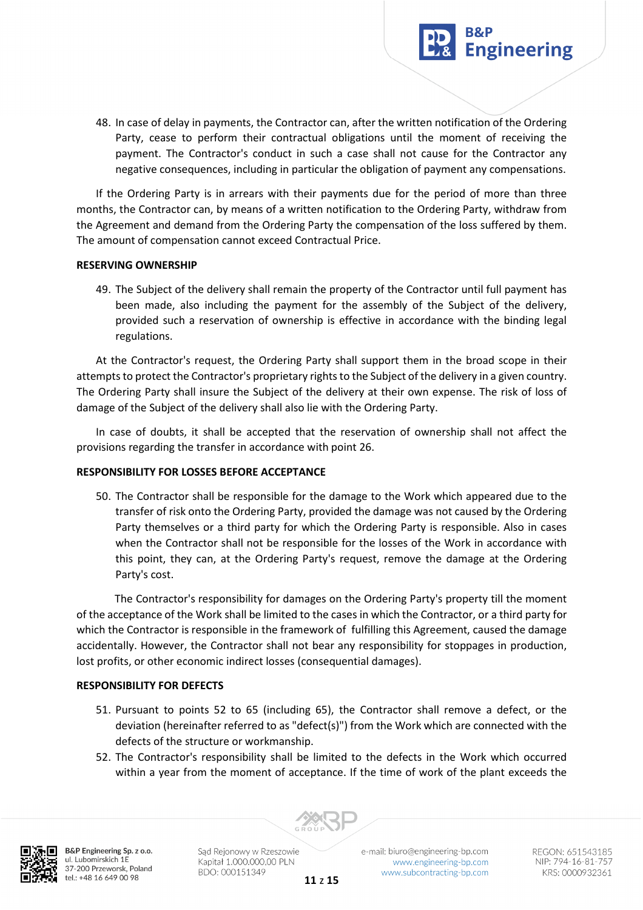48. In case of delay in payments, the Contractor can, after the written notification of the Ordering Party, cease to perform their contractual obligations until the moment of receiving the payment. The Contractor's conduct in such a case shall not cause for the Contractor any negative consequences, including in particular the obligation of payment any compensations.

If the Ordering Party is in arrears with their payments due for the period of more than three months, the Contractor can, by means of a written notification to the Ordering Party, withdraw from the Agreement and demand from the Ordering Party the compensation of the loss suffered by them. The amount of compensation cannot exceed Contractual Price.

**RESERVING OWNERSHIP**

49. The Subject of the delivery shall remain the property of the Contractor until full payment has been made, also including the payment for the assembly of the Subject of the delivery, provided such a reservation of ownership is effective in accordance with the binding legal regulations.

At the Contractor's request, the Ordering Party shall support them in the broad scope in their attempts to protect the Contractor's proprietary rights to the Subject of the delivery in a given country. The Ordering Party shall insure the Subject of the delivery at their own expense. The risk of loss of damage of the Subject of the delivery shall also lie with the Ordering Party.

In case of doubts, it shall be accepted that the reservation of ownership shall not affect the provisions regarding the transfer in accordance with point 26.

**RESPONSIBILITY FOR LOSSES BEFORE ACCEPTANCE**

50. The Contractor shall be responsible for the damage to the Work which appeared due to the transfer of risk onto the Ordering Party, provided the damage was not caused by the Ordering Party themselves or a third party for which the Ordering Party is responsible. Also in cases when the Contractor shall not be responsible for the losses of the Work in accordance with this point, they can, at the Ordering Party's request, remove the damage at the Ordering Party's cost.

The Contractor's responsibility for damages on the Ordering Party's property till the moment of the acceptance of the Work shall be limited to the cases in which the Contractor, or a third party for which the Contractor is responsible in the framework of fulfilling this Agreement, caused the damage accidentally. However, the Contractor shall not bear any responsibility for stoppages in production, lost profits, or other economic indirect losses (consequential damages).

**RESPONSIBILITY FOR DEFECTS**

51. Pursuant to points 52 to 65 (including 65), the Contractor shall remove a defect, or the deviation (hereinafter referred to as "defect(s)") from the Work which are connected with the defects of the structure or workmanship.
52. The Contractor's responsibility shall be limited to the defects in the Work which occurred within a year from the moment of acceptance. If the time of work of the plant exceeds the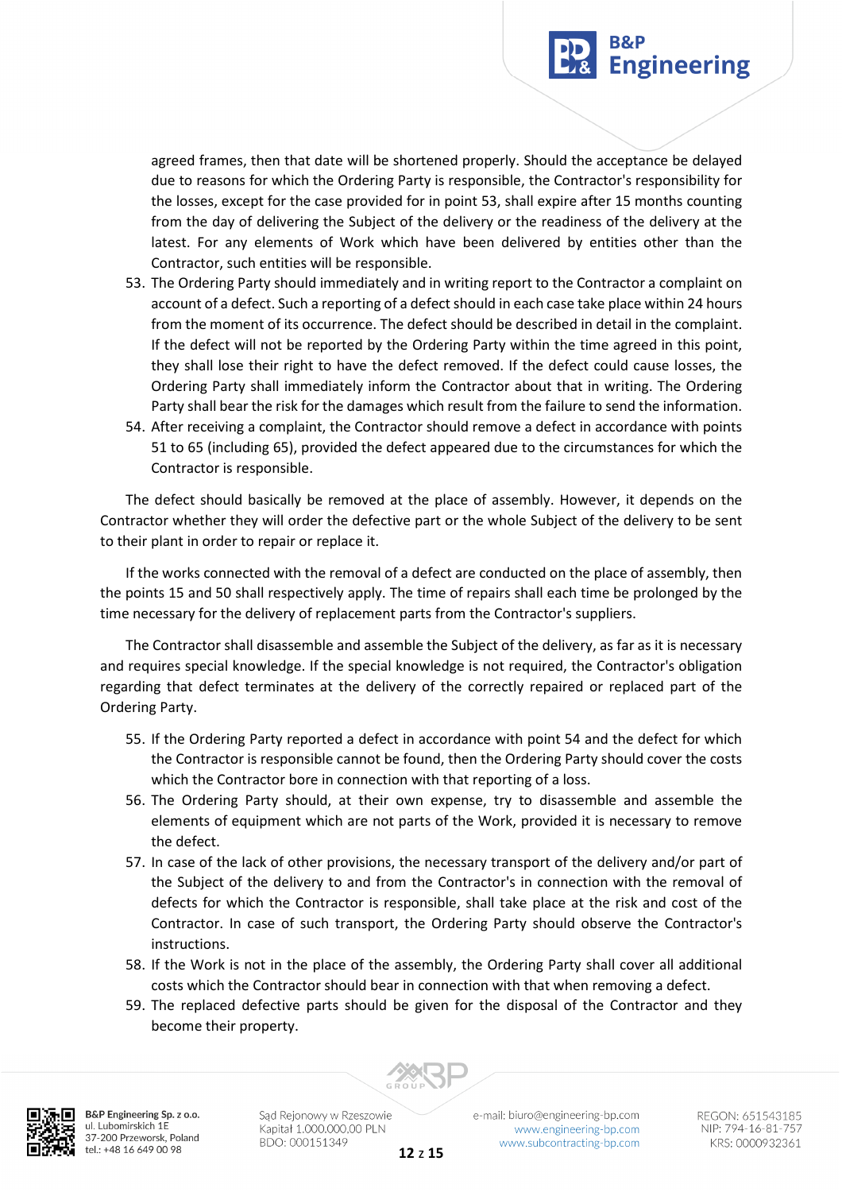agreed frames, then that date will be shortened properly. Should the acceptance be delayed due to reasons for which the Ordering Party is responsible, the Contractor's responsibility for the losses, except for the case provided for in point 53, shall expire after 15 months counting from the day of delivering the Subject of the delivery or the readiness of the delivery at the latest. For any elements of Work which have been delivered by entities other than the Contractor, such entities will be responsible.

53. The Ordering Party should immediately and in writing report to the Contractor a complaint on account of a defect. Such a reporting of a defect should in each case take place within 24 hours from the moment of its occurrence. The defect should be described in detail in the complaint. If the defect will not be reported by the Ordering Party within the time agreed in this point, they shall lose their right to have the defect removed. If the defect could cause losses, the Ordering Party shall immediately inform the Contractor about that in writing. The Ordering Party shall bear the risk for the damages which result from the failure to send the information.
54. After receiving a complaint, the Contractor should remove a defect in accordance with points 51 to 65 (including 65), provided the defect appeared due to the circumstances for which the Contractor is responsible.

The defect should basically be removed at the place of assembly. However, it depends on the Contractor whether they will order the defective part or the whole Subject of the delivery to be sent to their plant in order to repair or replace it.

If the works connected with the removal of a defect are conducted on the place of assembly, then the points 15 and 50 shall respectively apply. The time of repairs shall each time be prolonged by the time necessary for the delivery of replacement parts from the Contractor's suppliers.

The Contractor shall disassemble and assemble the Subject of the delivery, as far as it is necessary and requires special knowledge. If the special knowledge is not required, the Contractor's obligation regarding that defect terminates at the delivery of the correctly repaired or replaced part of the Ordering Party.

55. If the Ordering Party reported a defect in accordance with point 54 and the defect for which the Contractor is responsible cannot be found, then the Ordering Party should cover the costs which the Contractor bore in connection with that reporting of a loss.
56. The Ordering Party should, at their own expense, try to disassemble and assemble the elements of equipment which are not parts of the Work, provided it is necessary to remove the defect.
57. In case of the lack of other provisions, the necessary transport of the delivery and/or part of the Subject of the delivery to and from the Contractor's in connection with the removal of defects for which the Contractor is responsible, shall take place at the risk and cost of the Contractor. In case of such transport, the Ordering Party should observe the Contractor's instructions.
58. If the Work is not in the place of the assembly, the Ordering Party shall cover all additional costs which the Contractor should bear in connection with that when removing a defect.
59. The replaced defective parts should be given for the disposal of the Contractor and they become their property.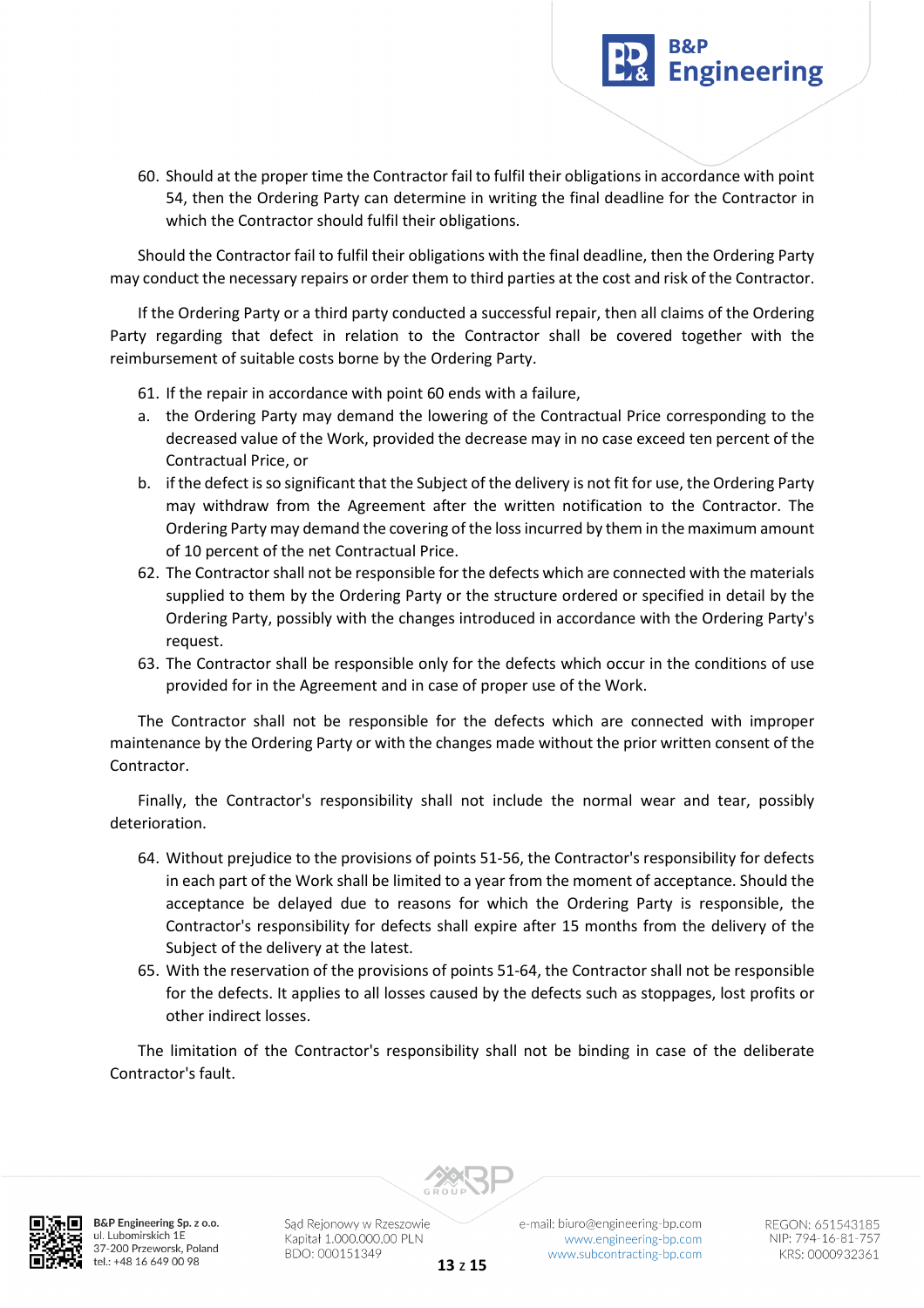60. Should at the proper time the Contractor fail to fulfil their obligations in accordance with point 54, then the Ordering Party can determine in writing the final deadline for the Contractor in which the Contractor should fulfil their obligations.

Should the Contractor fail to fulfil their obligations with the final deadline, then the Ordering Party may conduct the necessary repairs or order them to third parties at the cost and risk of the Contractor.

If the Ordering Party or a third party conducted a successful repair, then all claims of the Ordering Party regarding that defect in relation to the Contractor shall be covered together with the reimbursement of suitable costs borne by the Ordering Party.

61. If the repair in accordance with point 60 ends with a failure,
   a. the Ordering Party may demand the lowering of the Contractual Price corresponding to the decreased value of the Work, provided the decrease may in no case exceed ten percent of the Contractual Price, or
   b. if the defect is so significant that the Subject of the delivery is not fit for use, the Ordering Party may withdraw from the Agreement after the written notification to the Contractor. The Ordering Party may demand the covering of the loss incurred by them in the maximum amount of 10 percent of the net Contractual Price.
62. The Contractor shall not be responsible for the defects which are connected with the materials supplied to them by the Ordering Party or the structure ordered or specified in detail by the Ordering Party, possibly with the changes introduced in accordance with the Ordering Party's request.
63. The Contractor shall be responsible only for the defects which occur in the conditions of use provided for in the Agreement and in case of proper use of the Work.

The Contractor shall not be responsible for the defects which are connected with improper maintenance by the Ordering Party or with the changes made without the prior written consent of the Contractor.

Finally, the Contractor's responsibility shall not include the normal wear and tear, possibly deterioration.

64. Without prejudice to the provisions of points 51-56, the Contractor's responsibility for defects in each part of the Work shall be limited to a year from the moment of acceptance. Should the acceptance be delayed due to reasons for which the Ordering Party is responsible, the Contractor's responsibility for defects shall expire after 15 months from the delivery of the Subject of the delivery at the latest.
65. With the reservation of the provisions of points 51-64, the Contractor shall not be responsible for the defects. It applies to all losses caused by the defects such as stoppages, lost profits or other indirect losses.

The limitation of the Contractor's responsibility shall not be binding in case of the deliberate Contractor's fault.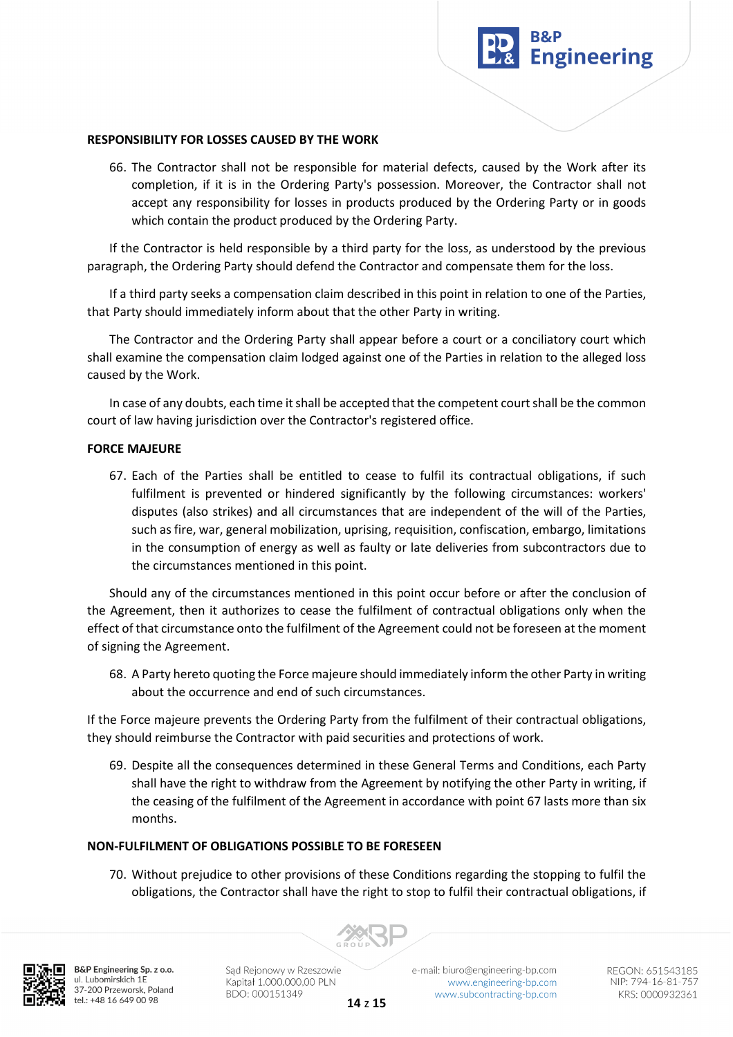**RESPONSIBILITY FOR LOSSES CAUSED BY THE WORK**

66. The Contractor shall not be responsible for material defects, caused by the Work after its completion, if it is in the Ordering Party's possession. Moreover, the Contractor shall not accept any responsibility for losses in products produced by the Ordering Party or in goods which contain the product produced by the Ordering Party.

If the Contractor is held responsible by a third party for the loss, as understood by the previous paragraph, the Ordering Party should defend the Contractor and compensate them for the loss.

If a third party seeks a compensation claim described in this point in relation to one of the Parties, that Party should immediately inform about that the other Party in writing.

The Contractor and the Ordering Party shall appear before a court or a conciliatory court which shall examine the compensation claim lodged against one of the Parties in relation to the alleged loss caused by the Work.

In case of any doubts, each time it shall be accepted that the competent court shall be the common court of law having jurisdiction over the Contractor's registered office.

**FORCE MAJEURE**

67. Each of the Parties shall be entitled to cease to fulfil its contractual obligations, if such fulfilment is prevented or hindered significantly by the following circumstances: workers' disputes (also strikes) and all circumstances that are independent of the will of the Parties, such as fire, war, general mobilization, uprising, requisition, confiscation, embargo, limitations in the consumption of energy as well as faulty or late deliveries from subcontractors due to the circumstances mentioned in this point.

Should any of the circumstances mentioned in this point occur before or after the conclusion of the Agreement, then it authorizes to cease the fulfilment of contractual obligations only when the effect of that circumstance onto the fulfilment of the Agreement could not be foreseen at the moment of signing the Agreement.

68. A Party hereto quoting the Force majeure should immediately inform the other Party in writing about the occurrence and end of such circumstances.

If the Force majeure prevents the Ordering Party from the fulfilment of their contractual obligations, they should reimburse the Contractor with paid securities and protections of work.

69. Despite all the consequences determined in these General Terms and Conditions, each Party shall have the right to withdraw from the Agreement by notifying the other Party in writing, if the ceasing of the fulfilment of the Agreement in accordance with point 67 lasts more than six months.

**NON-FULFILMENT OF OBLIGATIONS POSSIBLE TO BE FORESEEN**

70. Without prejudice to other provisions of these Conditions regarding the stopping to fulfil the obligations, the Contractor shall have the right to stop to fulfil their contractual obligations, if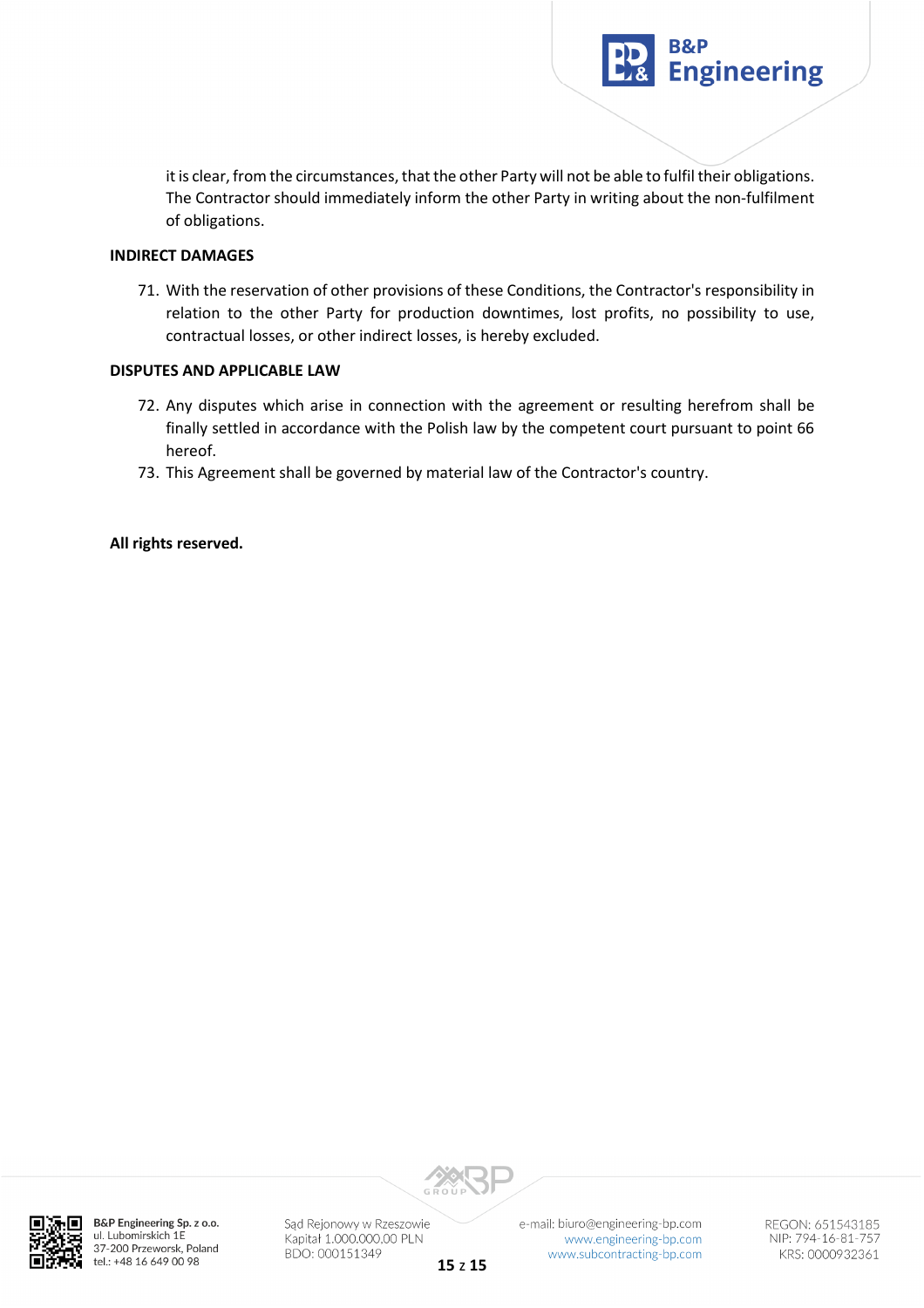it is clear, from the circumstances, that the other Party will not be able to fulfil their obligations. The Contractor should immediately inform the other Party in writing about the non-fulfilment of obligations.

**INDIRECT DAMAGES**

71. With the reservation of other provisions of these Conditions, the Contractor's responsibility in relation to the other Party for production downtimes, lost profits, no possibility to use, contractual losses, or other indirect losses, is hereby excluded.

**DISPUTES AND APPLICABLE LAW**

72. Any disputes which arise in connection with the agreement or resulting herefrom shall be finally settled in accordance with the Polish law by the competent court pursuant to point 66 hereof.
73. This Agreement shall be governed by material law of the Contractor's country.

**All rights reserved.**